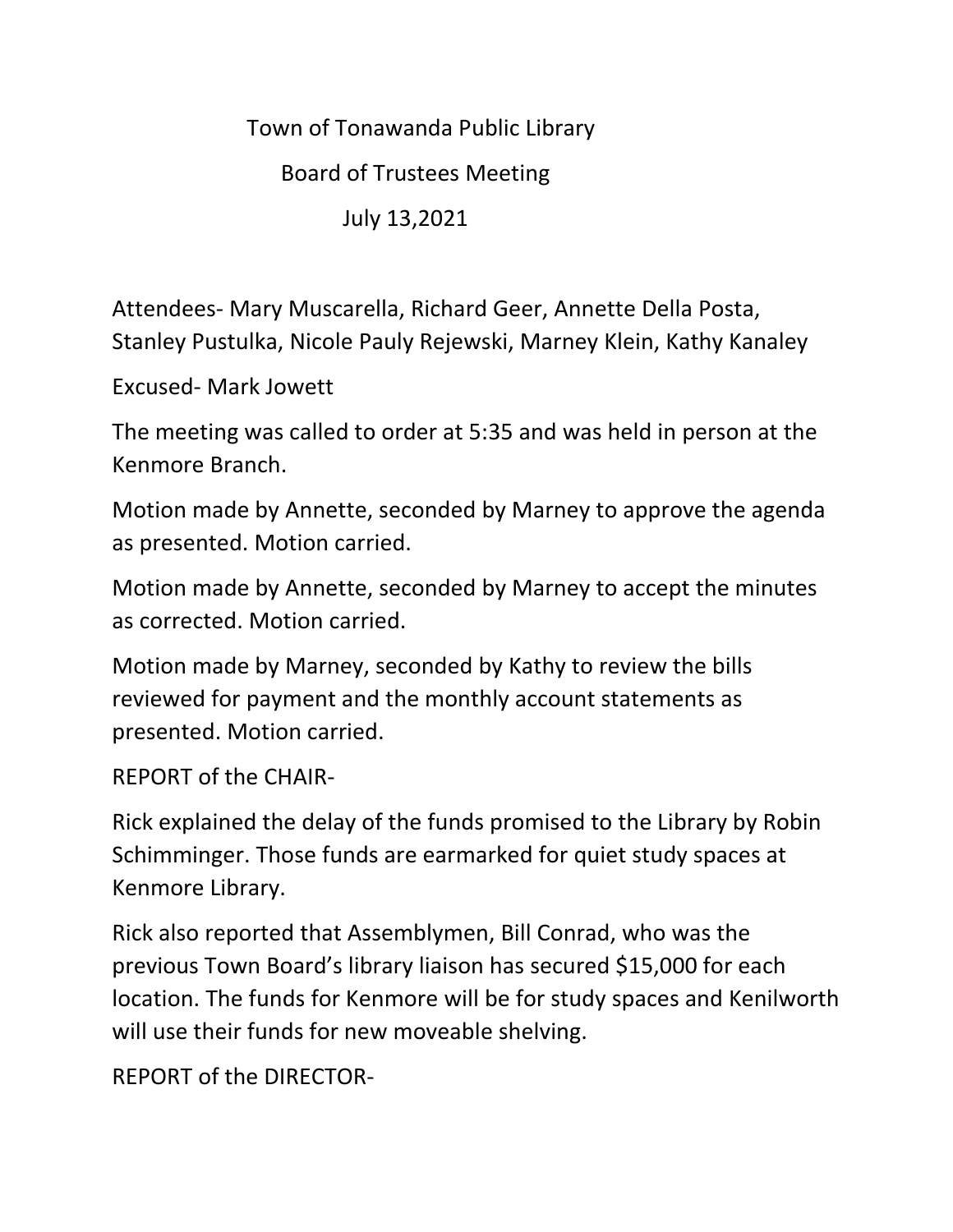# Town of Tonawanda Public Library

## Board of Trustees Meeting

### July 13,2021

Attendees- Mary Muscarella, Richard Geer, Annette Della Posta, Stanley Pustulka, Nicole Pauly Rejewski, Marney Klein, Kathy Kanaley

Excused- Mark Jowett

The meeting was called to order at 5:35 and was held in person at the Kenmore Branch.

Motion made by Annette, seconded by Marney to approve the agenda as presented. Motion carried.

Motion made by Annette, seconded by Marney to accept the minutes as corrected. Motion carried.

Motion made by Marney, seconded by Kathy to review the bills reviewed for payment and the monthly account statements as presented. Motion carried.

REPORT of the CHAIR-

Rick explained the delay of the funds promised to the Library by Robin Schimminger. Those funds are earmarked for quiet study spaces at Kenmore Library.

Rick also reported that Assemblymen, Bill Conrad, who was the previous Town Board's library liaison has secured $15,000 for each location. The funds for Kenmore will be for study spaces and Kenilworth will use their funds for new moveable shelving.

REPORT of the DIRECTOR-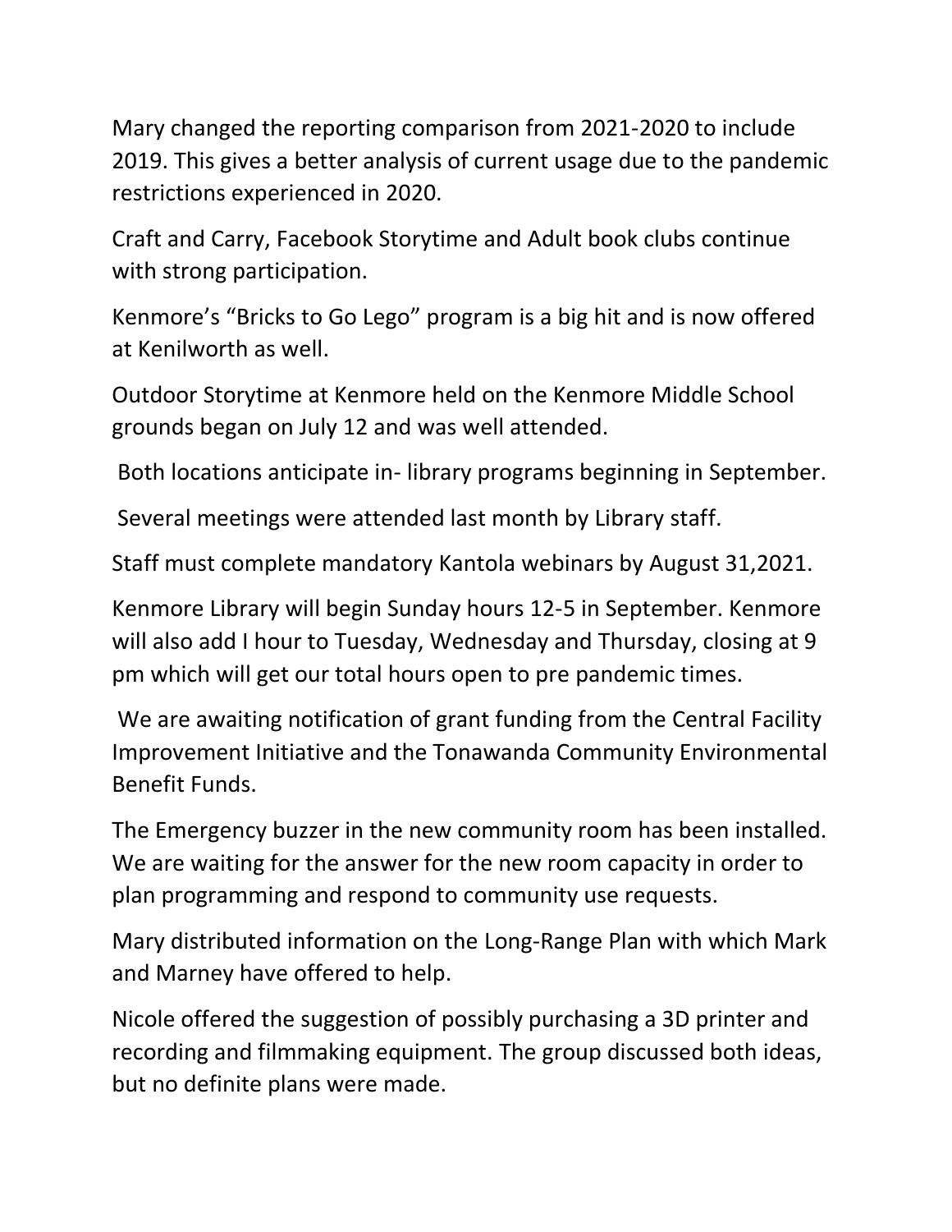Mary changed the reporting comparison from 2021-2020 to include 2019. This gives a better analysis of current usage due to the pandemic restrictions experienced in 2020.

Craft and Carry, Facebook Storytime and Adult book clubs continue with strong participation.

Kenmore's "Bricks to Go Lego" program is a big hit and is now offered at Kenilworth as well.

Outdoor Storytime at Kenmore held on the Kenmore Middle School grounds began on July 12 and was well attended.

Both locations anticipate in- library programs beginning in September.

Several meetings were attended last month by Library staff.

Staff must complete mandatory Kantola webinars by August 31,2021.

Kenmore Library will begin Sunday hours 12-5 in September. Kenmore will also add I hour to Tuesday, Wednesday and Thursday, closing at 9 pm which will get our total hours open to pre pandemic times.

We are awaiting notification of grant funding from the Central Facility Improvement Initiative and the Tonawanda Community Environmental Benefit Funds.

The Emergency buzzer in the new community room has been installed. We are waiting for the answer for the new room capacity in order to plan programming and respond to community use requests.

Mary distributed information on the Long-Range Plan with which Mark and Marney have offered to help.

Nicole offered the suggestion of possibly purchasing a 3D printer and recording and filmmaking equipment. The group discussed both ideas, but no definite plans were made.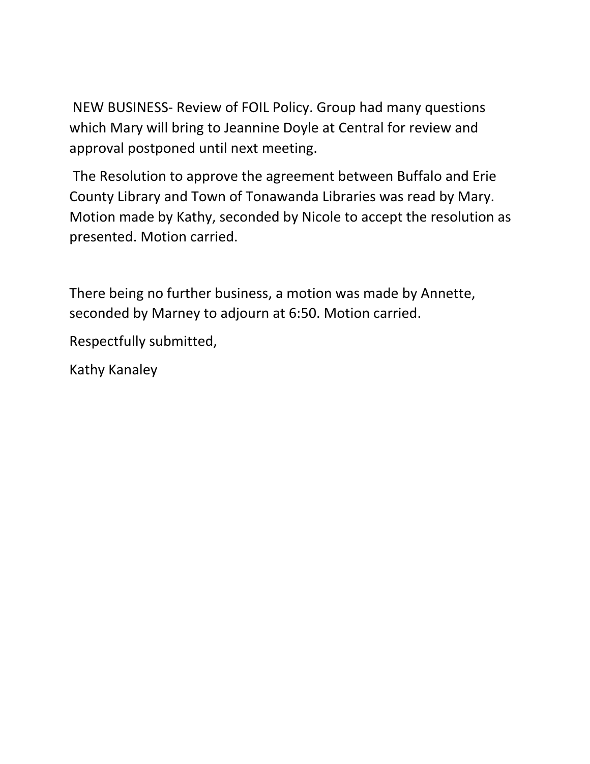NEW BUSINESS- Review of FOIL Policy. Group had many questions which Mary will bring to Jeannine Doyle at Central for review and approval postponed until next meeting.

The Resolution to approve the agreement between Buffalo and Erie County Library and Town of Tonawanda Libraries was read by Mary. Motion made by Kathy, seconded by Nicole to accept the resolution as presented. Motion carried.

There being no further business, a motion was made by Annette, seconded by Marney to adjourn at 6:50. Motion carried.

Respectfully submitted,

Kathy Kanaley